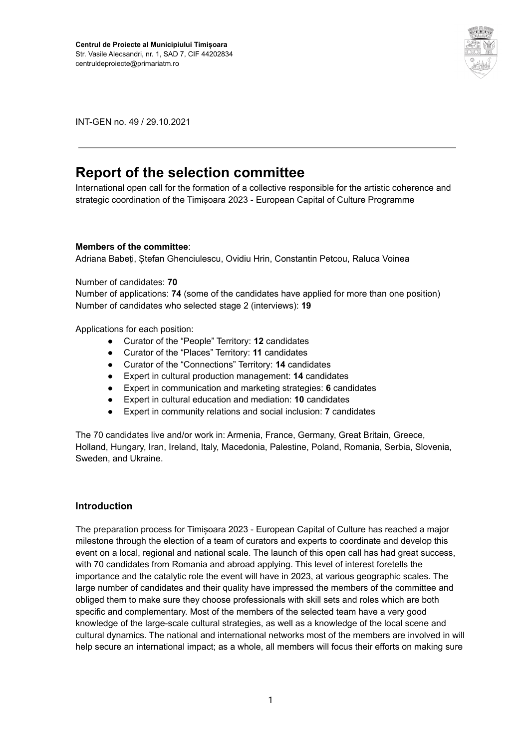**Centrul de Proiecte al Municipiului Timișoara**
Str. Vasile Alecsandri, nr. 1, SAD 7, CIF 44202834
centruldeproiecte@primariatm.ro

INT-GEN no. 49 / 29.10.2021

---

# Report of the selection committee

International open call for the formation of a collective responsible for the artistic coherence and strategic coordination of the Timișoara 2023 - European Capital of Culture Programme

**Members of the committee**:
Adriana Babeți, Ștefan Ghenciulescu, Ovidiu Hrin, Constantin Petcou, Raluca Voinea

Number of candidates: **70**
Number of applications: **74** (some of the candidates have applied for more than one position)
Number of candidates who selected stage 2 (interviews): **19**

Applications for each position:

- Curator of the "People" Territory: **12** candidates
- Curator of the "Places" Territory: **11** candidates
- Curator of the "Connections" Territory: **14** candidates
- Expert in cultural production management: **14** candidates
- Expert in communication and marketing strategies: **6** candidates
- Expert in cultural education and mediation: **10** candidates
- Expert in community relations and social inclusion: **7** candidates

The 70 candidates live and/or work in: Armenia, France, Germany, Great Britain, Greece, Holland, Hungary, Iran, Ireland, Italy, Macedonia, Palestine, Poland, Romania, Serbia, Slovenia, Sweden, and Ukraine.

## Introduction

The preparation process for Timișoara 2023 - European Capital of Culture has reached a major milestone through the election of a team of curators and experts to coordinate and develop this event on a local, regional and national scale. The launch of this open call has had great success, with 70 candidates from Romania and abroad applying. This level of interest foretells the importance and the catalytic role the event will have in 2023, at various geographic scales. The large number of candidates and their quality have impressed the members of the committee and obliged them to make sure they choose professionals with skill sets and roles which are both specific and complementary. Most of the members of the selected team have a very good knowledge of the large-scale cultural strategies, as well as a knowledge of the local scene and cultural dynamics. The national and international networks most of the members are involved in will help secure an international impact; as a whole, all members will focus their efforts on making sure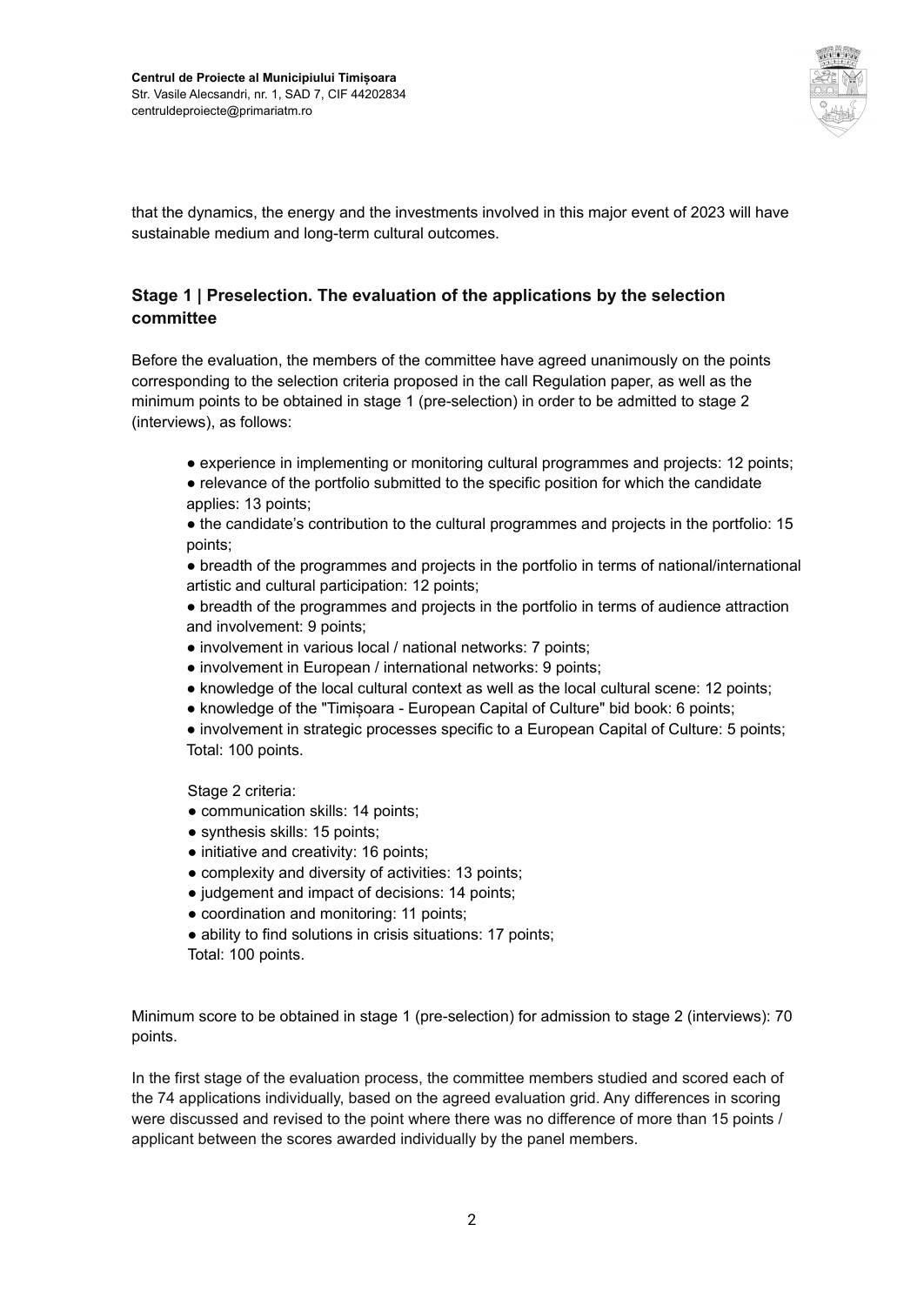that the dynamics, the energy and the investments involved in this major event of 2023 will have sustainable medium and long-term cultural outcomes.

### Stage 1 | Preselection. The evaluation of the applications by the selection committee

Before the evaluation, the members of the committee have agreed unanimously on the points corresponding to the selection criteria proposed in the call Regulation paper, as well as the minimum points to be obtained in stage 1 (pre-selection) in order to be admitted to stage 2 (interviews), as follows:

- experience in implementing or monitoring cultural programmes and projects: 12 points;
- relevance of the portfolio submitted to the specific position for which the candidate applies: 13 points;
- the candidate's contribution to the cultural programmes and projects in the portfolio: 15 points;
- breadth of the programmes and projects in the portfolio in terms of national/international artistic and cultural participation: 12 points;
- breadth of the programmes and projects in the portfolio in terms of audience attraction and involvement: 9 points;
- involvement in various local / national networks: 7 points;
- involvement in European / international networks: 9 points;
- knowledge of the local cultural context as well as the local cultural scene: 12 points;
- knowledge of the "Timișoara - European Capital of Culture" bid book: 6 points;
- involvement in strategic processes specific to a European Capital of Culture: 5 points;

Total: 100 points.

Stage 2 criteria:

- communication skills: 14 points;
- synthesis skills: 15 points;
- initiative and creativity: 16 points;
- complexity and diversity of activities: 13 points;
- judgement and impact of decisions: 14 points;
- coordination and monitoring: 11 points;
- ability to find solutions in crisis situations: 17 points;

Total: 100 points.

Minimum score to be obtained in stage 1 (pre-selection) for admission to stage 2 (interviews): 70 points.

In the first stage of the evaluation process, the committee members studied and scored each of the 74 applications individually, based on the agreed evaluation grid. Any differences in scoring were discussed and revised to the point where there was no difference of more than 15 points / applicant between the scores awarded individually by the panel members.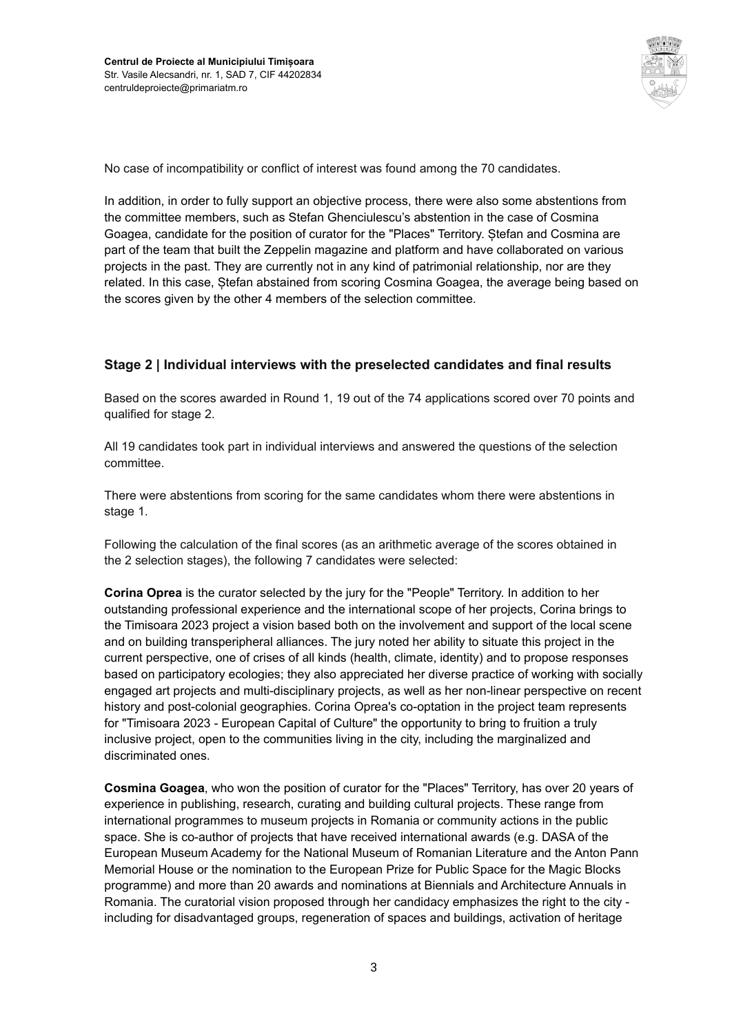No case of incompatibility or conflict of interest was found among the 70 candidates.

In addition, in order to fully support an objective process, there were also some abstentions from the committee members, such as Stefan Ghenciulescu's abstention in the case of Cosmina Goagea, candidate for the position of curator for the "Places" Territory. Ștefan and Cosmina are part of the team that built the Zeppelin magazine and platform and have collaborated on various projects in the past. They are currently not in any kind of patrimonial relationship, nor are they related. In this case, Ștefan abstained from scoring Cosmina Goagea, the average being based on the scores given by the other 4 members of the selection committee.

## Stage 2 | Individual interviews with the preselected candidates and final results

Based on the scores awarded in Round 1, 19 out of the 74 applications scored over 70 points and qualified for stage 2.

All 19 candidates took part in individual interviews and answered the questions of the selection committee.

There were abstentions from scoring for the same candidates whom there were abstentions in stage 1.

Following the calculation of the final scores (as an arithmetic average of the scores obtained in the 2 selection stages), the following 7 candidates were selected:

**Corina Oprea** is the curator selected by the jury for the "People" Territory. In addition to her outstanding professional experience and the international scope of her projects, Corina brings to the Timisoara 2023 project a vision based both on the involvement and support of the local scene and on building transperipheral alliances. The jury noted her ability to situate this project in the current perspective, one of crises of all kinds (health, climate, identity) and to propose responses based on participatory ecologies; they also appreciated her diverse practice of working with socially engaged art projects and multi-disciplinary projects, as well as her non-linear perspective on recent history and post-colonial geographies. Corina Oprea's co-optation in the project team represents for "Timisoara 2023 - European Capital of Culture" the opportunity to bring to fruition a truly inclusive project, open to the communities living in the city, including the marginalized and discriminated ones.

**Cosmina Goagea**, who won the position of curator for the "Places" Territory, has over 20 years of experience in publishing, research, curating and building cultural projects. These range from international programmes to museum projects in Romania or community actions in the public space. She is co-author of projects that have received international awards (e.g. DASA of the European Museum Academy for the National Museum of Romanian Literature and the Anton Pann Memorial House or the nomination to the European Prize for Public Space for the Magic Blocks programme) and more than 20 awards and nominations at Biennials and Architecture Annuals in Romania. The curatorial vision proposed through her candidacy emphasizes the right to the city - including for disadvantaged groups, regeneration of spaces and buildings, activation of heritage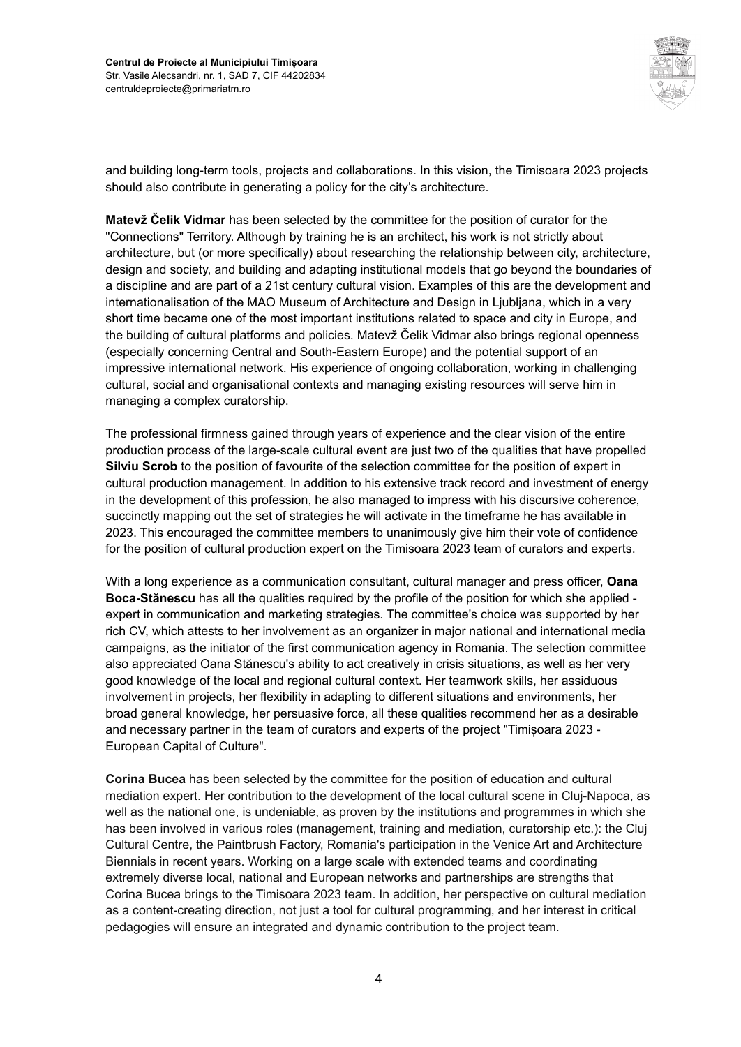and building long-term tools, projects and collaborations. In this vision, the Timisoara 2023 projects should also contribute in generating a policy for the city's architecture.

**Matevž Čelik Vidmar** has been selected by the committee for the position of curator for the "Connections" Territory. Although by training he is an architect, his work is not strictly about architecture, but (or more specifically) about researching the relationship between city, architecture, design and society, and building and adapting institutional models that go beyond the boundaries of a discipline and are part of a 21st century cultural vision. Examples of this are the development and internationalisation of the MAO Museum of Architecture and Design in Ljubljana, which in a very short time became one of the most important institutions related to space and city in Europe, and the building of cultural platforms and policies. Matevž Čelik Vidmar also brings regional openness (especially concerning Central and South-Eastern Europe) and the potential support of an impressive international network. His experience of ongoing collaboration, working in challenging cultural, social and organisational contexts and managing existing resources will serve him in managing a complex curatorship.

The professional firmness gained through years of experience and the clear vision of the entire production process of the large-scale cultural event are just two of the qualities that have propelled **Silviu Scrob** to the position of favourite of the selection committee for the position of expert in cultural production management. In addition to his extensive track record and investment of energy in the development of this profession, he also managed to impress with his discursive coherence, succinctly mapping out the set of strategies he will activate in the timeframe he has available in 2023. This encouraged the committee members to unanimously give him their vote of confidence for the position of cultural production expert on the Timisoara 2023 team of curators and experts.

With a long experience as a communication consultant, cultural manager and press officer, **Oana Boca-Stănescu** has all the qualities required by the profile of the position for which she applied - expert in communication and marketing strategies. The committee's choice was supported by her rich CV, which attests to her involvement as an organizer in major national and international media campaigns, as the initiator of the first communication agency in Romania. The selection committee also appreciated Oana Stănescu's ability to act creatively in crisis situations, as well as her very good knowledge of the local and regional cultural context. Her teamwork skills, her assiduous involvement in projects, her flexibility in adapting to different situations and environments, her broad general knowledge, her persuasive force, all these qualities recommend her as a desirable and necessary partner in the team of curators and experts of the project "Timișoara 2023 - European Capital of Culture".

**Corina Bucea** has been selected by the committee for the position of education and cultural mediation expert. Her contribution to the development of the local cultural scene in Cluj-Napoca, as well as the national one, is undeniable, as proven by the institutions and programmes in which she has been involved in various roles (management, training and mediation, curatorship etc.): the Cluj Cultural Centre, the Paintbrush Factory, Romania's participation in the Venice Art and Architecture Biennials in recent years. Working on a large scale with extended teams and coordinating extremely diverse local, national and European networks and partnerships are strengths that Corina Bucea brings to the Timisoara 2023 team. In addition, her perspective on cultural mediation as a content-creating direction, not just a tool for cultural programming, and her interest in critical pedagogies will ensure an integrated and dynamic contribution to the project team.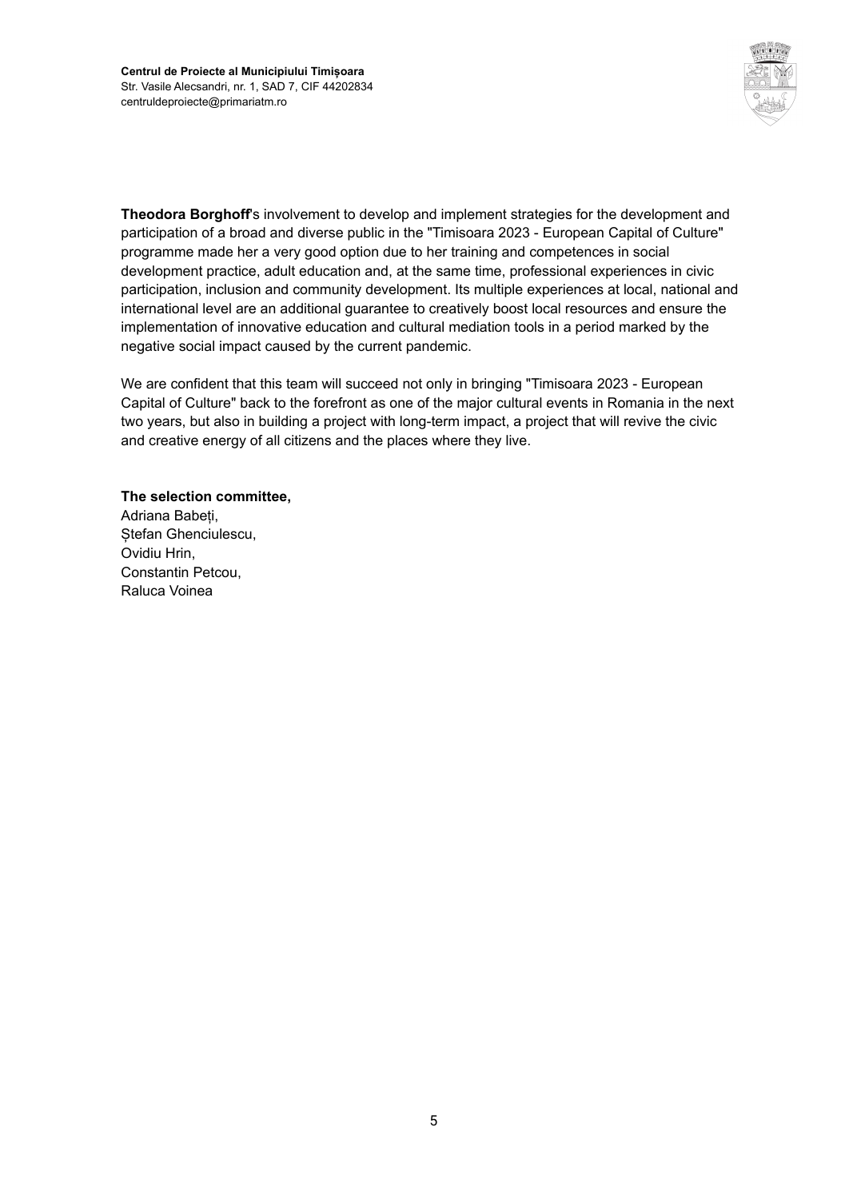**Theodora Borghoff**'s involvement to develop and implement strategies for the development and participation of a broad and diverse public in the "Timisoara 2023 - European Capital of Culture" programme made her a very good option due to her training and competences in social development practice, adult education and, at the same time, professional experiences in civic participation, inclusion and community development. Its multiple experiences at local, national and international level are an additional guarantee to creatively boost local resources and ensure the implementation of innovative education and cultural mediation tools in a period marked by the negative social impact caused by the current pandemic.

We are confident that this team will succeed not only in bringing "Timisoara 2023 - European Capital of Culture" back to the forefront as one of the major cultural events in Romania in the next two years, but also in building a project with long-term impact, a project that will revive the civic and creative energy of all citizens and the places where they live.

**The selection committee,**
Adriana Babeți,
Ștefan Ghenciulescu,
Ovidiu Hrin,
Constantin Petcou,
Raluca Voinea